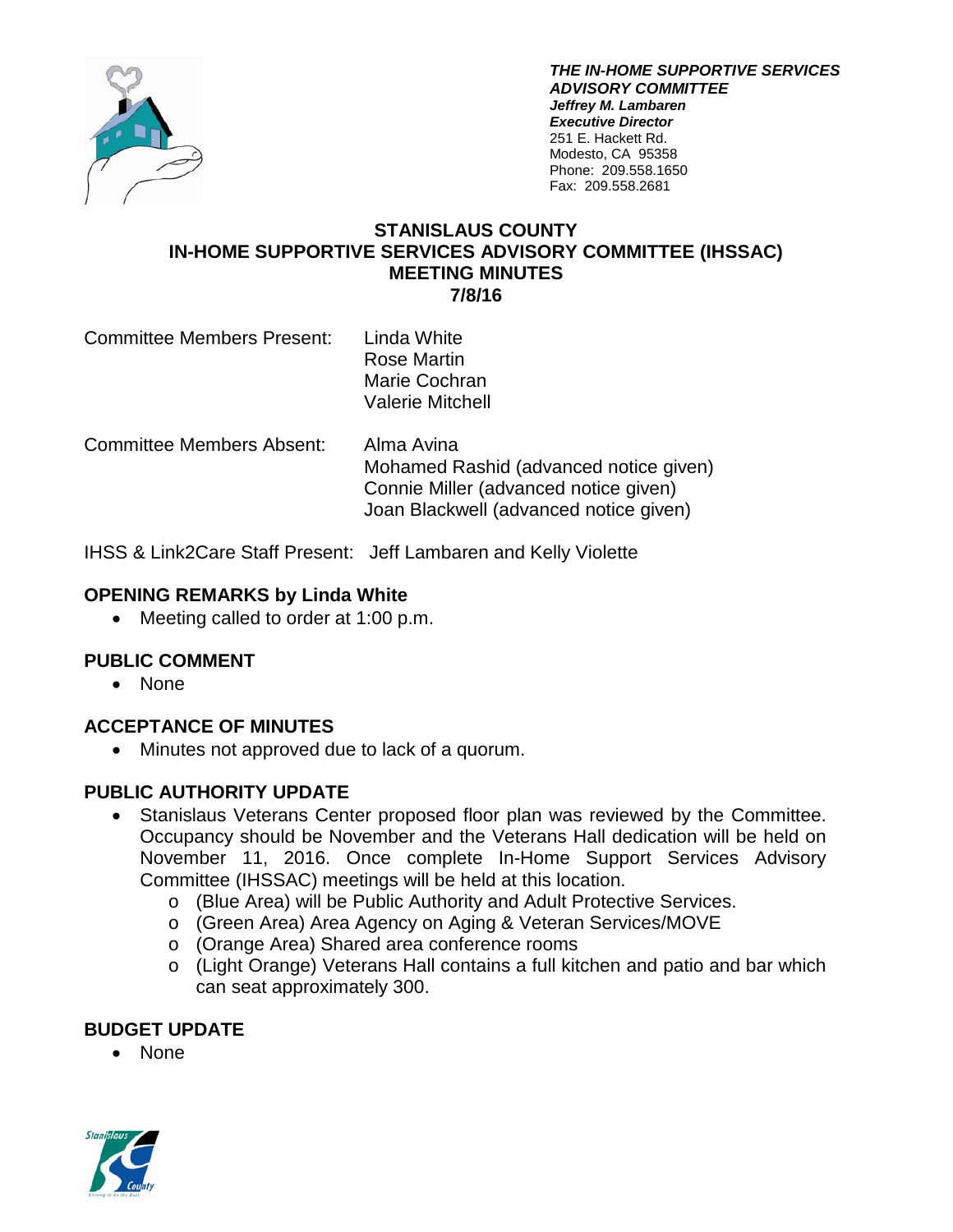***THE IN-HOME SUPPORTIVE SERVICES ADVISORY COMMITTEE***
***Jeffrey M. Lambaren***
***Executive Director***
251 E. Hackett Rd.
Modesto, CA 95358
Phone: 209.558.1650
Fax: 209.558.2681

# STANISLAUS COUNTY
# IN-HOME SUPPORTIVE SERVICES ADVISORY COMMITTEE (IHSSAC)
# MEETING MINUTES
# 7/8/16

Committee Members Present: Linda White
Rose Martin
Marie Cochran
Valerie Mitchell

Committee Members Absent: Alma Avina
Mohamed Rashid (advanced notice given)
Connie Miller (advanced notice given)
Joan Blackwell (advanced notice given)

IHSS & Link2Care Staff Present: Jeff Lambaren and Kelly Violette

## OPENING REMARKS by Linda White

- Meeting called to order at 1:00 p.m.

## PUBLIC COMMENT

- None

## ACCEPTANCE OF MINUTES

- Minutes not approved due to lack of a quorum.

## PUBLIC AUTHORITY UPDATE

- Stanislaus Veterans Center proposed floor plan was reviewed by the Committee. Occupancy should be November and the Veterans Hall dedication will be held on November 11, 2016. Once complete In-Home Support Services Advisory Committee (IHSSAC) meetings will be held at this location.
  - (Blue Area) will be Public Authority and Adult Protective Services.
  - (Green Area) Area Agency on Aging & Veteran Services/MOVE
  - (Orange Area) Shared area conference rooms
  - (Light Orange) Veterans Hall contains a full kitchen and patio and bar which can seat approximately 300.

## BUDGET UPDATE

- None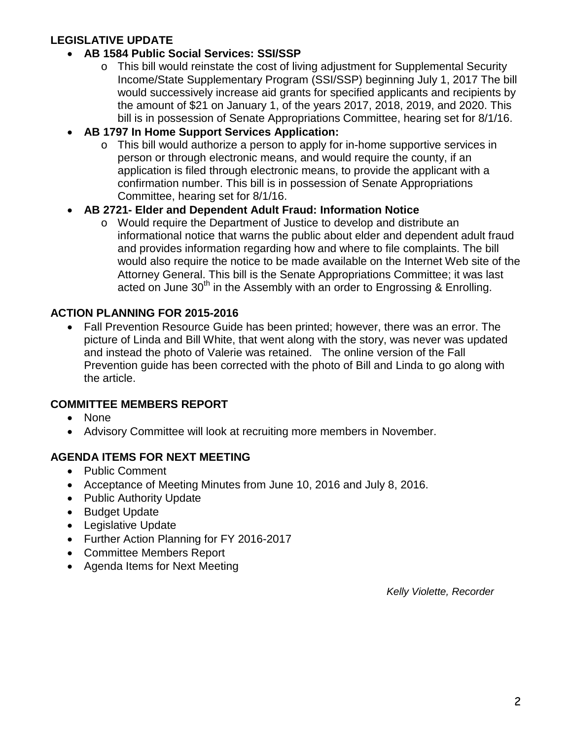## LEGISLATIVE UPDATE

- **AB 1584 Public Social Services: SSI/SSP**
  - This bill would reinstate the cost of living adjustment for Supplemental Security Income/State Supplementary Program (SSI/SSP) beginning July 1, 2017 The bill would successively increase aid grants for specified applicants and recipients by the amount of $21 on January 1, of the years 2017, 2018, 2019, and 2020. This bill is in possession of Senate Appropriations Committee, hearing set for 8/1/16.
- **AB 1797 In Home Support Services Application:**
  - This bill would authorize a person to apply for in-home supportive services in person or through electronic means, and would require the county, if an application is filed through electronic means, to provide the applicant with a confirmation number. This bill is in possession of Senate Appropriations Committee, hearing set for 8/1/16.
- **AB 2721- Elder and Dependent Adult Fraud: Information Notice**
  - Would require the Department of Justice to develop and distribute an informational notice that warns the public about elder and dependent adult fraud and provides information regarding how and where to file complaints. The bill would also require the notice to be made available on the Internet Web site of the Attorney General. This bill is the Senate Appropriations Committee; it was last acted on June 30th in the Assembly with an order to Engrossing & Enrolling.

## ACTION PLANNING FOR 2015-2016

- Fall Prevention Resource Guide has been printed; however, there was an error. The picture of Linda and Bill White, that went along with the story, was never was updated and instead the photo of Valerie was retained. The online version of the Fall Prevention guide has been corrected with the photo of Bill and Linda to go along with the article.

## COMMITTEE MEMBERS REPORT

- None
- Advisory Committee will look at recruiting more members in November.

## AGENDA ITEMS FOR NEXT MEETING

- Public Comment
- Acceptance of Meeting Minutes from June 10, 2016 and July 8, 2016.
- Public Authority Update
- Budget Update
- Legislative Update
- Further Action Planning for FY 2016-2017
- Committee Members Report
- Agenda Items for Next Meeting

*Kelly Violette, Recorder*